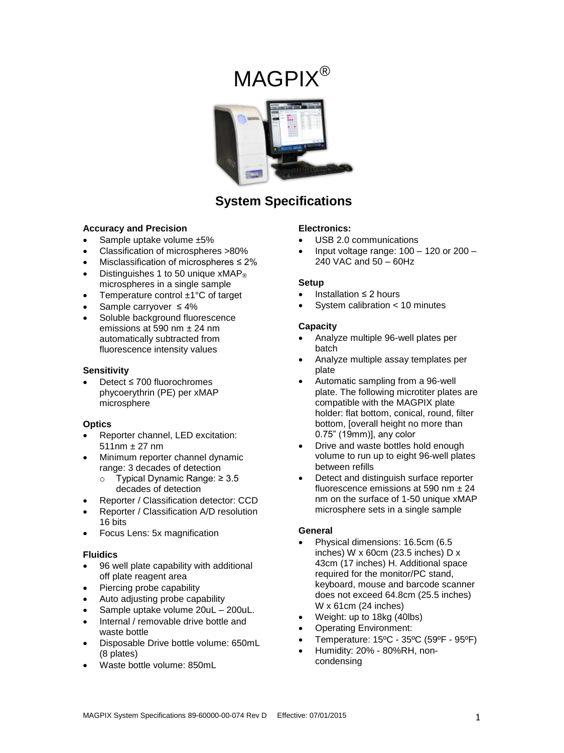# MAGPIX®

## System Specifications

### Accuracy and Precision

- Sample uptake volume ±5%
- Classification of microspheres >80%
- Misclassification of microspheres ≤ 2%
- Distinguishes 1 to 50 unique xMAP® microspheres in a single sample
- Temperature control ±1°C of target
- Sample carryover ≤ 4%
- Soluble background fluorescence emissions at 590 nm ± 24 nm automatically subtracted from fluorescence intensity values

### Sensitivity

- Detect ≤ 700 fluorochromes phycoerythrin (PE) per xMAP microsphere

### Optics

- Reporter channel, LED excitation: 511nm ± 27 nm
- Minimum reporter channel dynamic range: 3 decades of detection
  - Typical Dynamic Range: ≥ 3.5 decades of detection
- Reporter / Classification detector: CCD
- Reporter / Classification A/D resolution 16 bits
- Focus Lens: 5x magnification

### Fluidics

- 96 well plate capability with additional off plate reagent area
- Piercing probe capability
- Auto adjusting probe capability
- Sample uptake volume 20uL – 200uL.
- Internal / removable drive bottle and waste bottle
- Disposable Drive bottle volume: 650mL (8 plates)
- Waste bottle volume: 850mL

### Electronics:

- USB 2.0 communications
- Input voltage range: 100 – 120 or 200 – 240 VAC and 50 – 60Hz

### Setup

- Installation ≤ 2 hours
- System calibration < 10 minutes

### Capacity

- Analyze multiple 96-well plates per batch
- Analyze multiple assay templates per plate
- Automatic sampling from a 96-well plate. The following microtiter plates are compatible with the MAGPIX plate holder: flat bottom, conical, round, filter bottom, [overall height no more than 0.75" (19mm)], any color
- Drive and waste bottles hold enough volume to run up to eight 96-well plates between refills
- Detect and distinguish surface reporter fluorescence emissions at 590 nm ± 24 nm on the surface of 1-50 unique xMAP microsphere sets in a single sample

### General

- Physical dimensions: 16.5cm (6.5 inches) W x 60cm (23.5 inches) D x 43cm (17 inches) H. Additional space required for the monitor/PC stand, keyboard, mouse and barcode scanner does not exceed 64.8cm (25.5 inches) W x 61cm (24 inches)
- Weight: up to 18kg (40lbs)
- Operating Environment:
- Temperature: 15ºC - 35ºC (59ºF - 95ºF)
- Humidity: 20% - 80%RH, non-condensing

MAGPIX System Specifications 89-60000-00-074 Rev D Effective: 07/01/2015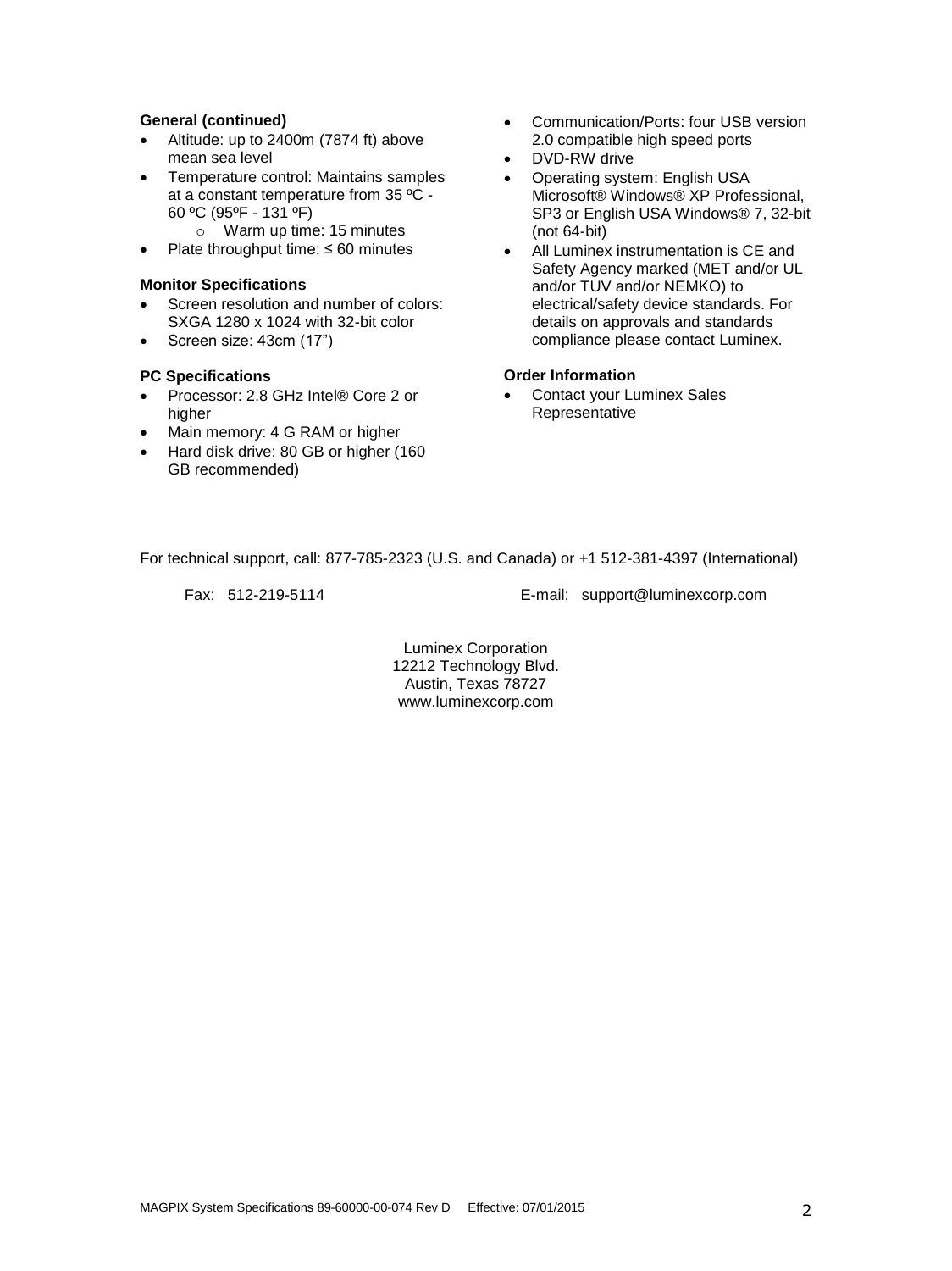**General (continued)**

- Altitude: up to 2400m (7874 ft) above mean sea level
- Temperature control: Maintains samples at a constant temperature from 35 ºC - 60 ºC (95ºF - 131 ºF)
  - Warm up time: 15 minutes
- Plate throughput time: ≤ 60 minutes

**Monitor Specifications**

- Screen resolution and number of colors: SXGA 1280 x 1024 with 32-bit color
- Screen size: 43cm (17")

**PC Specifications**

- Processor: 2.8 GHz Intel® Core 2 or higher
- Main memory: 4 G RAM or higher
- Hard disk drive: 80 GB or higher (160 GB recommended)
- Communication/Ports: four USB version 2.0 compatible high speed ports
- DVD-RW drive
- Operating system: English USA Microsoft® Windows® XP Professional, SP3 or English USA Windows® 7, 32-bit (not 64-bit)
- All Luminex instrumentation is CE and Safety Agency marked (MET and/or UL and/or TUV and/or NEMKO) to electrical/safety device standards. For details on approvals and standards compliance please contact Luminex.

**Order Information**

- Contact your Luminex Sales Representative

For technical support, call: 877-785-2323 (U.S. and Canada) or +1 512-381-4397 (International)

Fax: 512-219-5114 E-mail: support@luminexcorp.com

Luminex Corporation
12212 Technology Blvd.
Austin, Texas 78727
www.luminexcorp.com

MAGPIX System Specifications 89-60000-00-074 Rev D Effective: 07/01/2015